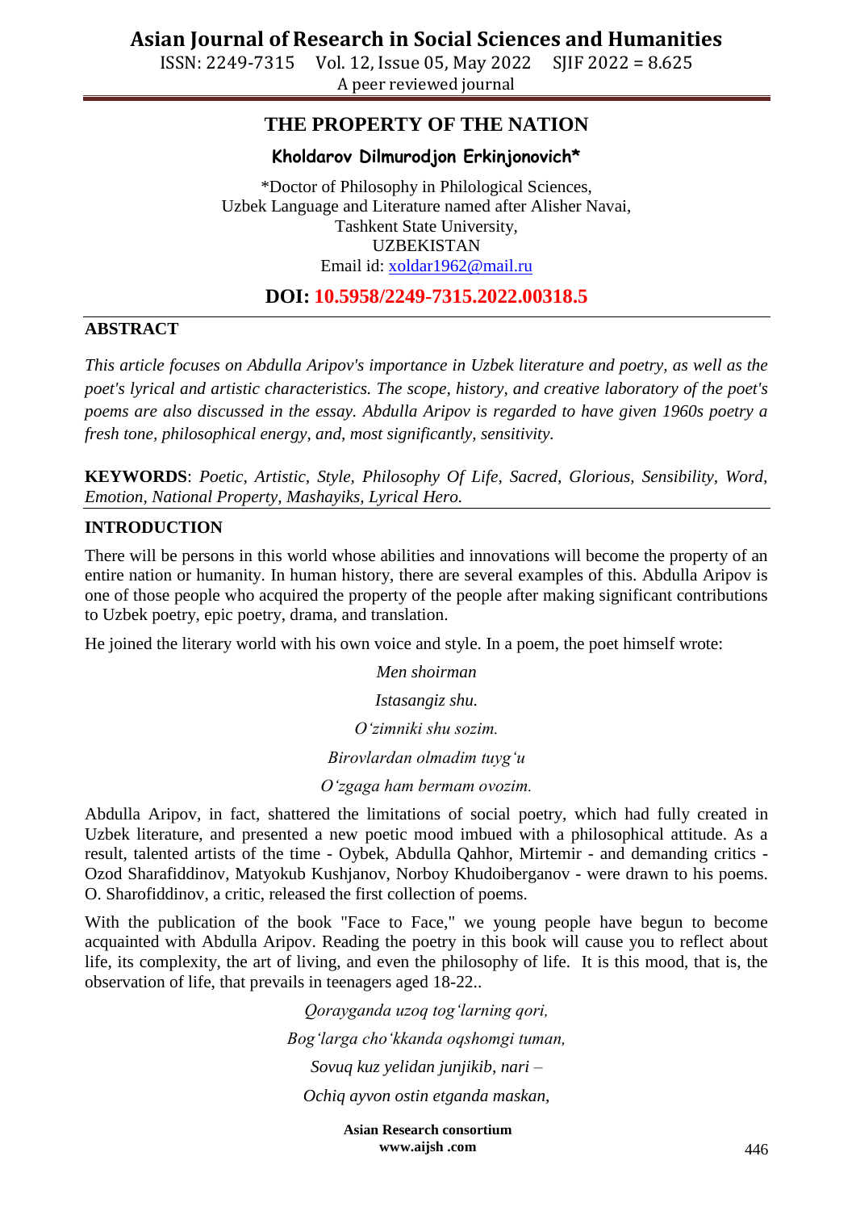# THE PROPERTY OF THE NATION

**Kholdarov Dilmurodjon Erkinjonovich***

*Doctor of Philosophy in Philological Sciences,
Uzbek Language and Literature named after Alisher Navai,
Tashkent State University,
UZBEKISTAN
Email id: xoldar1962@mail.ru

**DOI: 10.5958/2249-7315.2022.00318.5**

## ABSTRACT

*This article focuses on Abdulla Aripov's importance in Uzbek literature and poetry, as well as the poet's lyrical and artistic characteristics. The scope, history, and creative laboratory of the poet's poems are also discussed in the essay. Abdulla Aripov is regarded to have given 1960s poetry a fresh tone, philosophical energy, and, most significantly, sensitivity.*

**KEYWORDS**: *Poetic, Artistic, Style, Philosophy Of Life, Sacred, Glorious, Sensibility, Word, Emotion, National Property, Mashayiks, Lyrical Hero.*

## INTRODUCTION

There will be persons in this world whose abilities and innovations will become the property of an entire nation or humanity. In human history, there are several examples of this. Abdulla Aripov is one of those people who acquired the property of the people after making significant contributions to Uzbek poetry, epic poetry, drama, and translation.

He joined the literary world with his own voice and style. In a poem, the poet himself wrote:

*Men shoirman*

*Istasangiz shu.*

*O'zimniki shu sozim.*

*Birovlardan olmadim tuyg'u*

*O'zgaga ham bermam ovozim.*

Abdulla Aripov, in fact, shattered the limitations of social poetry, which had fully created in Uzbek literature, and presented a new poetic mood imbued with a philosophical attitude. As a result, talented artists of the time - Oybek, Abdulla Qahhor, Mirtemir - and demanding critics - Ozod Sharafiddinov, Matyokub Kushjanov, Norboy Khudoiberganov - were drawn to his poems. O. Sharofiddinov, a critic, released the first collection of poems.

With the publication of the book "Face to Face," we young people have begun to become acquainted with Abdulla Aripov. Reading the poetry in this book will cause you to reflect about life, its complexity, the art of living, and even the philosophy of life. It is this mood, that is, the observation of life, that prevails in teenagers aged 18-22..

*Qorayganda uzoq tog'larning qori,*

*Bog'larga cho'kkanda oqshomgi tuman,*

*Sovuq kuz yelidan junjikib, nari –*

*Ochiq ayvon ostin etganda maskan,*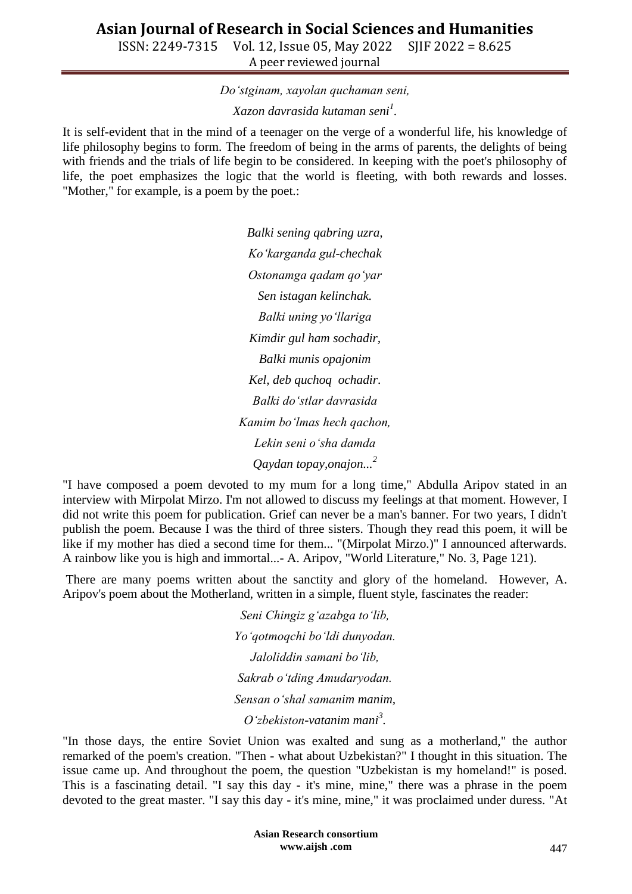*Do'stginam, xayolan quchaman seni,*

*Xazon davrasida kutaman seni*[1].

It is self-evident that in the mind of a teenager on the verge of a wonderful life, his knowledge of life philosophy begins to form. The freedom of being in the arms of parents, the delights of being with friends and the trials of life begin to be considered. In keeping with the poet's philosophy of life, the poet emphasizes the logic that the world is fleeting, with both rewards and losses. "Mother," for example, is a poem by the poet.:

*Balki sening qabring uzra,*

*Ko'karganda gul-chechak*

*Ostonamga qadam qo'yar*

*Sen istagan kelinchak.*

*Balki uning yo'llariga*

*Kimdir gul ham sochadir,*

*Balki munis opajonim*

*Kel, deb quchoq ochadir.*

*Balki do'stlar davrasida*

*Kamim bo'lmas hech qachon,*

*Lekin seni o'sha damda*

*Qaydan topay,onajon...*[2]

"I have composed a poem devoted to my mum for a long time," Abdulla Aripov stated in an interview with Mirpolat Mirzo. I'm not allowed to discuss my feelings at that moment. However, I did not write this poem for publication. Grief can never be a man's banner. For two years, I didn't publish the poem. Because I was the third of three sisters. Though they read this poem, it will be like if my mother has died a second time for them... "(Mirpolat Mirzo.)" I announced afterwards. A rainbow like you is high and immortal...- A. Aripov, "World Literature," No. 3, Page 121).

There are many poems written about the sanctity and glory of the homeland. However, A. Aripov's poem about the Motherland, written in a simple, fluent style, fascinates the reader:

*Seni Chingiz g'azabga to'lib,*

*Yo'qotmoqchi bo'ldi dunyodan.*

*Jaloliddin samani bo'lib,*

*Sakrab o'tding Amudaryodan.*

*Sensan o'shal samanim manim,*

*O'zbekiston-vatanim mani*[3].

"In those days, the entire Soviet Union was exalted and sung as a motherland," the author remarked of the poem's creation. "Then - what about Uzbekistan?" I thought in this situation. The issue came up. And throughout the poem, the question "Uzbekistan is my homeland!" is posed. This is a fascinating detail. "I say this day - it's mine, mine," there was a phrase in the poem devoted to the great master. "I say this day - it's mine, mine," it was proclaimed under duress. "At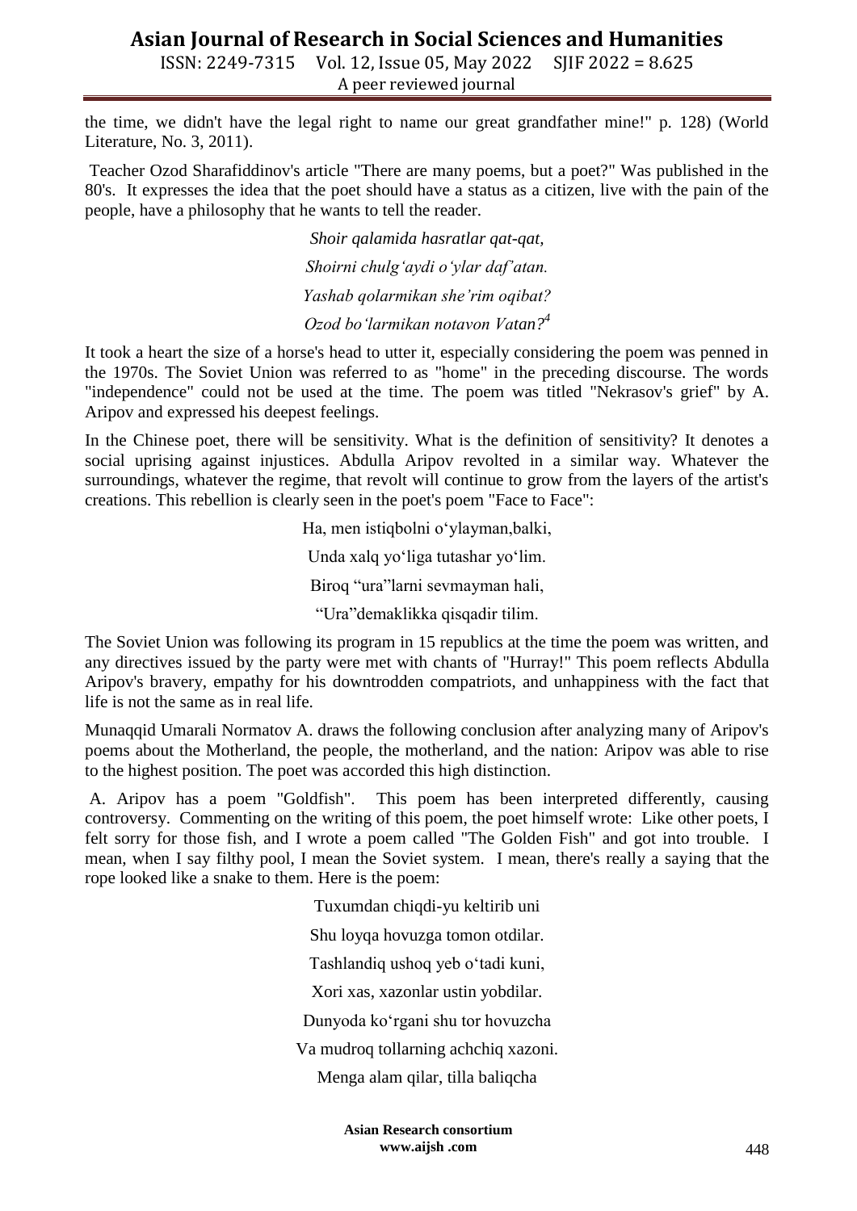the time, we didn't have the legal right to name our great grandfather mine!" p. 128) (World Literature, No. 3, 2011).

Teacher Ozod Sharafiddinov's article "There are many poems, but a poet?" Was published in the 80's. It expresses the idea that the poet should have a status as a citizen, live with the pain of the people, have a philosophy that he wants to tell the reader.

*Shoir qalamida hasratlar qat-qat,*

*Shoirni chulg'aydi o'ylar daf'atan.*

*Yashab qolarmikan she'rim oqibat?*

*Ozod bo'larmikan notavon Vatan?*[4]

It took a heart the size of a horse's head to utter it, especially considering the poem was penned in the 1970s. The Soviet Union was referred to as "home" in the preceding discourse. The words "independence" could not be used at the time. The poem was titled "Nekrasov's grief" by A. Aripov and expressed his deepest feelings.

In the Chinese poet, there will be sensitivity. What is the definition of sensitivity? It denotes a social uprising against injustices. Abdulla Aripov revolted in a similar way. Whatever the surroundings, whatever the regime, that revolt will continue to grow from the layers of the artist's creations. This rebellion is clearly seen in the poet's poem "Face to Face":

Ha, men istiqbolni o'ylayman,balki,

Unda xalq yo'liga tutashar yo'lim.

Biroq "ura"larni sevmayman hali,

"Ura"demaklikka qisqadir tilim.

The Soviet Union was following its program in 15 republics at the time the poem was written, and any directives issued by the party were met with chants of "Hurray!" This poem reflects Abdulla Aripov's bravery, empathy for his downtrodden compatriots, and unhappiness with the fact that life is not the same as in real life.

Munaqqid Umarali Normatov A. draws the following conclusion after analyzing many of Aripov's poems about the Motherland, the people, the motherland, and the nation: Aripov was able to rise to the highest position. The poet was accorded this high distinction.

A. Aripov has a poem "Goldfish". This poem has been interpreted differently, causing controversy. Commenting on the writing of this poem, the poet himself wrote: Like other poets, I felt sorry for those fish, and I wrote a poem called "The Golden Fish" and got into trouble. I mean, when I say filthy pool, I mean the Soviet system. I mean, there's really a saying that the rope looked like a snake to them. Here is the poem:

Tuxumdan chiqdi-yu keltirib uni

Shu loyqa hovuzga tomon otdilar.

Tashlandiq ushoq yeb o'tadi kuni,

Xori xas, xazonlar ustin yobdilar.

Dunyoda ko'rgani shu tor hovuzcha

Va mudroq tollarning achchiq xazoni.

Menga alam qilar, tilla baliqcha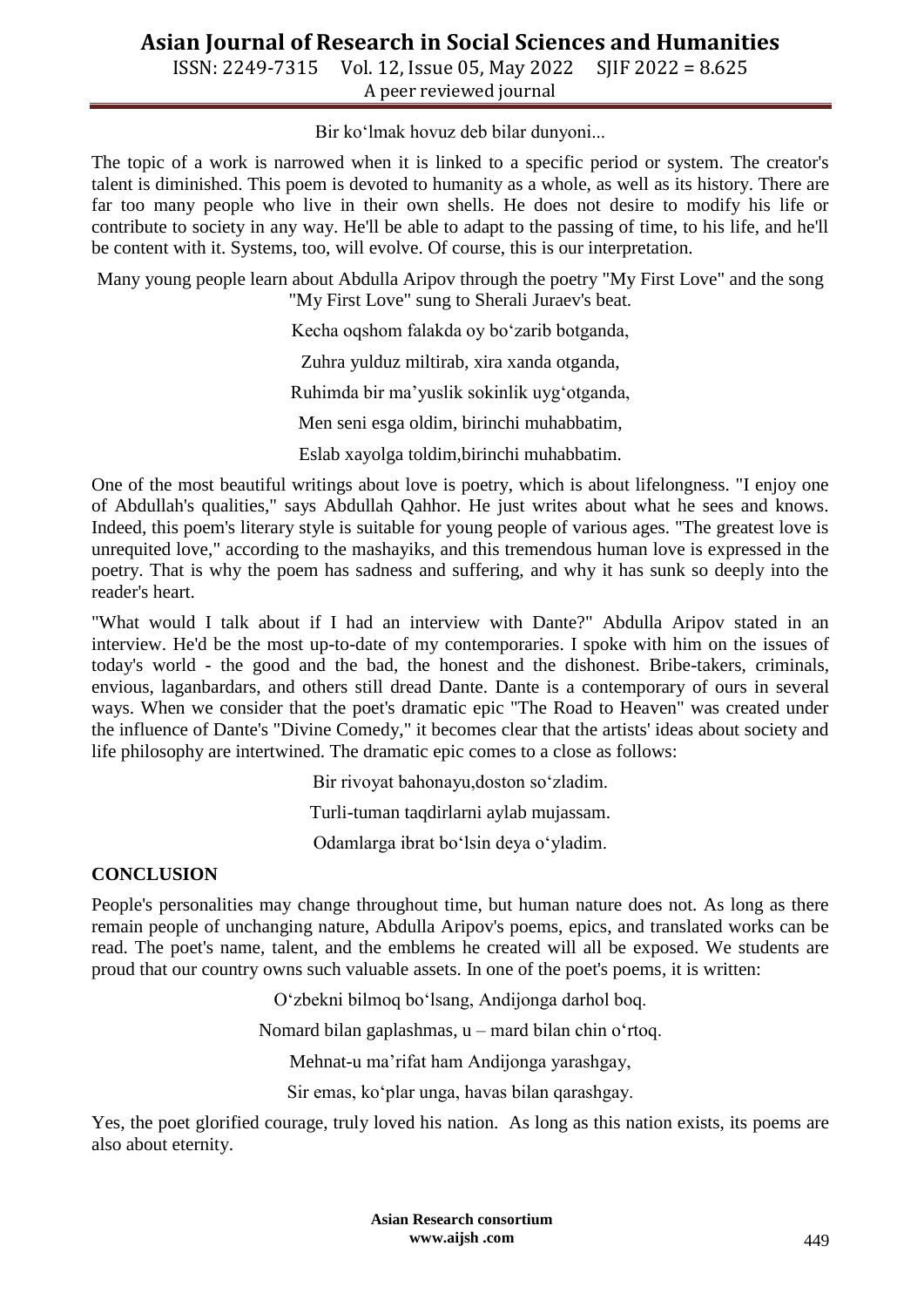Bir ko'lmak hovuz deb bilar dunyoni...

The topic of a work is narrowed when it is linked to a specific period or system. The creator's talent is diminished. This poem is devoted to humanity as a whole, as well as its history. There are far too many people who live in their own shells. He does not desire to modify his life or contribute to society in any way. He'll be able to adapt to the passing of time, to his life, and he'll be content with it. Systems, too, will evolve. Of course, this is our interpretation.

Many young people learn about Abdulla Aripov through the poetry "My First Love" and the song "My First Love" sung to Sherali Juraev's beat.

Kecha oqshom falakda oy bo'zarib botganda,

Zuhra yulduz miltirab, xira xanda otganda,

Ruhimda bir ma'yuslik sokinlik uyg'otganda,

Men seni esga oldim, birinchi muhabbatim,

Eslab xayolga toldim,birinchi muhabbatim.

One of the most beautiful writings about love is poetry, which is about lifelongness. "I enjoy one of Abdullah's qualities," says Abdullah Qahhor. He just writes about what he sees and knows. Indeed, this poem's literary style is suitable for young people of various ages. "The greatest love is unrequited love," according to the mashayiks, and this tremendous human love is expressed in the poetry. That is why the poem has sadness and suffering, and why it has sunk so deeply into the reader's heart.

"What would I talk about if I had an interview with Dante?" Abdulla Aripov stated in an interview. He'd be the most up-to-date of my contemporaries. I spoke with him on the issues of today's world - the good and the bad, the honest and the dishonest. Bribe-takers, criminals, envious, laganbardars, and others still dread Dante. Dante is a contemporary of ours in several ways. When we consider that the poet's dramatic epic "The Road to Heaven" was created under the influence of Dante's "Divine Comedy," it becomes clear that the artists' ideas about society and life philosophy are intertwined. The dramatic epic comes to a close as follows:

Bir rivoyat bahonayu,doston so'zladim.

Turli-tuman taqdirlarni aylab mujassam.

Odamlarga ibrat bo'lsin deya o'yladim.

**CONCLUSION**

People's personalities may change throughout time, but human nature does not. As long as there remain people of unchanging nature, Abdulla Aripov's poems, epics, and translated works can be read. The poet's name, talent, and the emblems he created will all be exposed. We students are proud that our country owns such valuable assets. In one of the poet's poems, it is written:

O'zbekni bilmoq bo'lsang, Andijonga darhol boq.

Nomard bilan gaplashmas, u – mard bilan chin o'rtoq.

Mehnat-u ma'rifat ham Andijonga yarashgay,

Sir emas, ko'plar unga, havas bilan qarashgay.

Yes, the poet glorified courage, truly loved his nation. As long as this nation exists, its poems are also about eternity.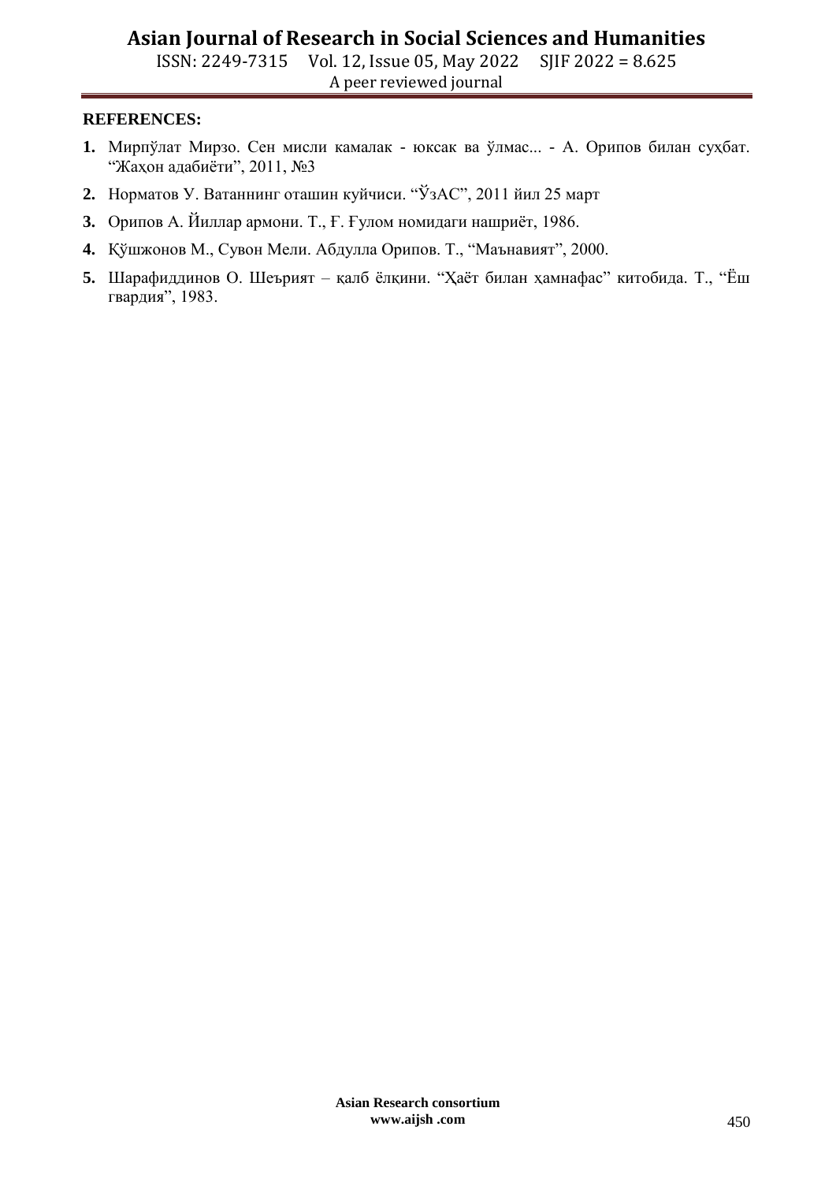**REFERENCES:**

1. Мирпўлат Мирзо. Сен мисли камалак - юксак ва ўлмас... - А. Орипов билан суҳбат. “Жаҳон адабиёти”, 2011, №3
2. Норматов У. Ватаннинг оташин куйчиси. “ЎзАС”, 2011 йил 25 март
3. Орипов А. Йиллар армони. Т., Ғ. Ғулом номидаги нашриёт, 1986.
4. Қўшжонов М., Сувон Мели. Абдулла Орипов. Т., “Маънавият”, 2000.
5. Шарафиддинов О. Шеърият – қалб ёлқини. “Ҳаёт билан ҳамнафас” китобида. Т., “Ёш гвардия”, 1983.